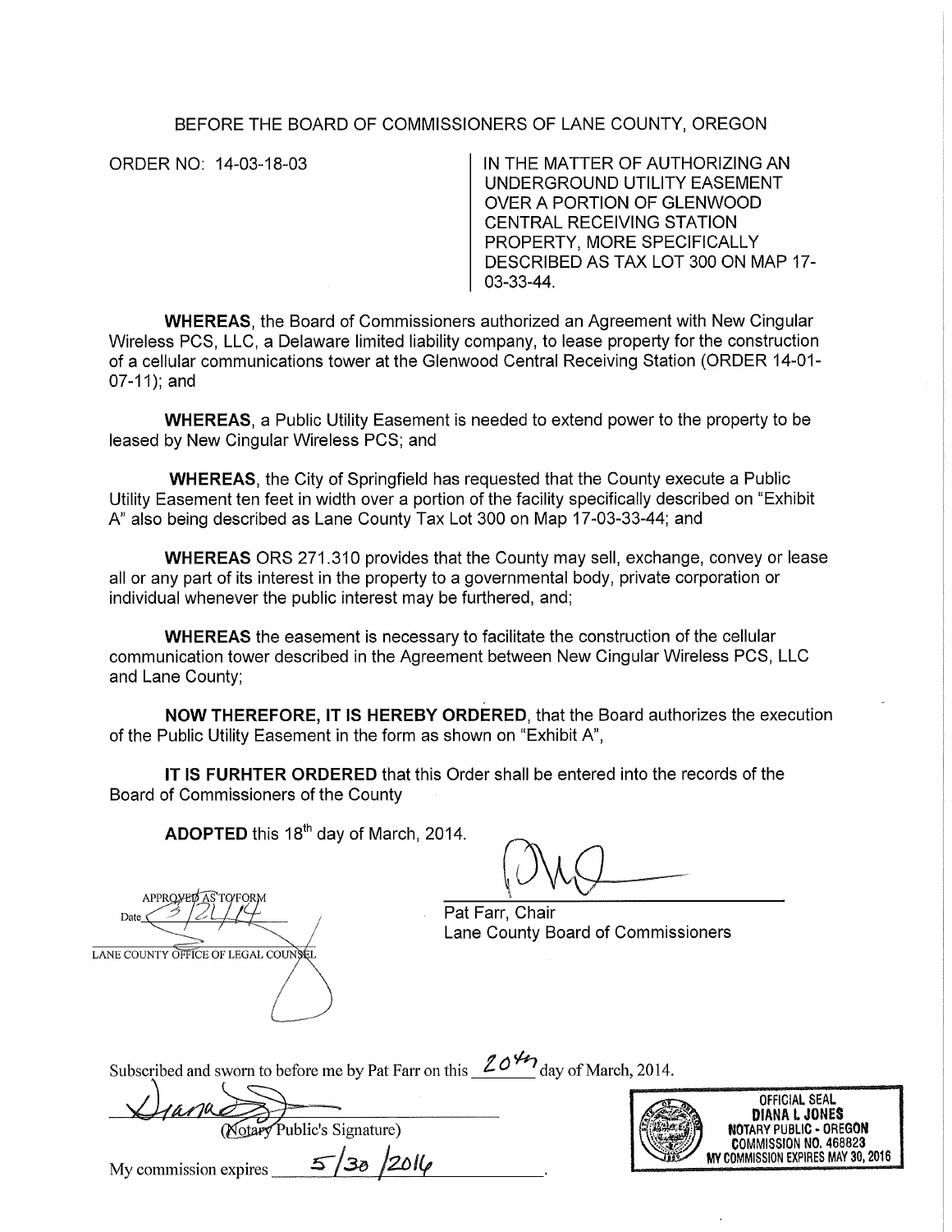BEFORE THE BOARD OF COMMISSIONERS OF LANE COUNTY, OREGON

ORDER NO: 14-03-18-03

IN THE MATTER OF AUTHORIZING AN UNDERGROUND UTILITY EASEMENT OVER A PORTION OF GLENWOOD CENTRAL RECEIVING STATION PROPERTY, MORE SPECIFICALLY DESCRIBED AS TAX LOT 300 ON MAP 17-03-33-44.

**WHEREAS**, the Board of Commissioners authorized an Agreement with New Cingular Wireless PCS, LLC, a Delaware limited liability company, to lease property for the construction of a cellular communications tower at the Glenwood Central Receiving Station (ORDER 14-01-07-11); and

**WHEREAS**, a Public Utility Easement is needed to extend power to the property to be leased by New Cingular Wireless PCS; and

**WHEREAS**, the City of Springfield has requested that the County execute a Public Utility Easement ten feet in width over a portion of the facility specifically described on "Exhibit A" also being described as Lane County Tax Lot 300 on Map 17-03-33-44; and

**WHEREAS** ORS 271.310 provides that the County may sell, exchange, convey or lease all or any part of its interest in the property to a governmental body, private corporation or individual whenever the public interest may be furthered, and;

**WHEREAS** the easement is necessary to facilitate the construction of the cellular communication tower described in the Agreement between New Cingular Wireless PCS, LLC and Lane County;

**NOW THEREFORE, IT IS HEREBY ORDERED**, that the Board authorizes the execution of the Public Utility Easement in the form as shown on "Exhibit A",

**IT IS FURHTER ORDERED** that this Order shall be entered into the records of the Board of Commissioners of the County

**ADOPTED** this 18th day of March, 2014.

APPROVED AS TO FORM
Date 3/21/14
LANE COUNTY OFFICE OF LEGAL COUNSEL

Pat Farr, Chair
Lane County Board of Commissioners

Subscribed and sworn to before me by Pat Farr on this 20th day of March, 2014.

(Notary Public's Signature)

My commission expires 5/30/2016.

OFFICIAL SEAL
DIANA L JONES
NOTARY PUBLIC - OREGON
COMMISSION NO. 468823
MY COMMISSION EXPIRES MAY 30, 2016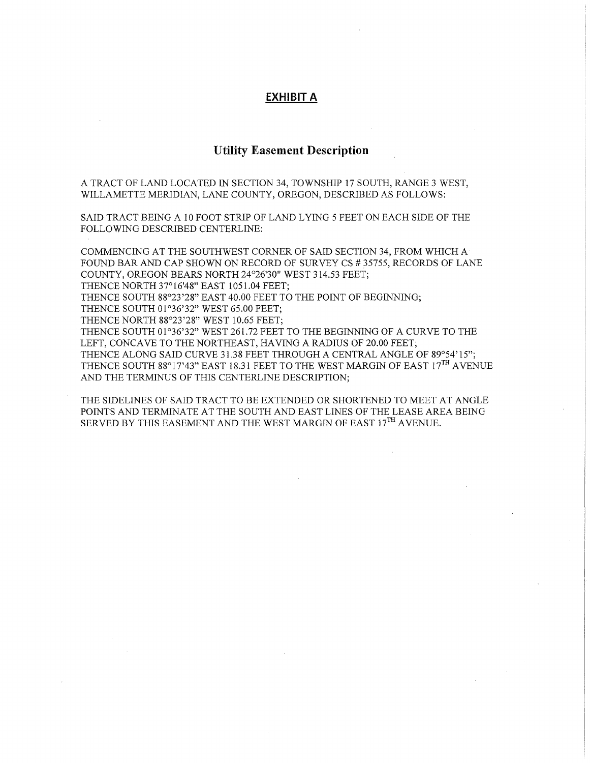# EXHIBIT A

## Utility Easement Description

A TRACT OF LAND LOCATED IN SECTION 34, TOWNSHIP 17 SOUTH, RANGE 3 WEST, WILLAMETTE MERIDIAN, LANE COUNTY, OREGON, DESCRIBED AS FOLLOWS:

SAID TRACT BEING A 10 FOOT STRIP OF LAND LYING 5 FEET ON EACH SIDE OF THE FOLLOWING DESCRIBED CENTERLINE:

COMMENCING AT THE SOUTHWEST CORNER OF SAID SECTION 34, FROM WHICH A FOUND BAR AND CAP SHOWN ON RECORD OF SURVEY CS # 35755, RECORDS OF LANE COUNTY, OREGON BEARS NORTH 24°26'30" WEST 314.53 FEET;
THENCE NORTH 37°16'48" EAST 1051.04 FEET;
THENCE SOUTH 88°23'28" EAST 40.00 FEET TO THE POINT OF BEGINNING;
THENCE SOUTH 01°36'32" WEST 65.00 FEET;
THENCE NORTH 88°23'28" WEST 10.65 FEET;
THENCE SOUTH 01°36'32" WEST 261.72 FEET TO THE BEGINNING OF A CURVE TO THE LEFT, CONCAVE TO THE NORTHEAST, HAVING A RADIUS OF 20.00 FEET;
THENCE ALONG SAID CURVE 31.38 FEET THROUGH A CENTRAL ANGLE OF 89°54'15";
THENCE SOUTH 88°17'43" EAST 18.31 FEET TO THE WEST MARGIN OF EAST 17TH AVENUE AND THE TERMINUS OF THIS CENTERLINE DESCRIPTION;

THE SIDELINES OF SAID TRACT TO BE EXTENDED OR SHORTENED TO MEET AT ANGLE POINTS AND TERMINATE AT THE SOUTH AND EAST LINES OF THE LEASE AREA BEING SERVED BY THIS EASEMENT AND THE WEST MARGIN OF EAST 17TH AVENUE.